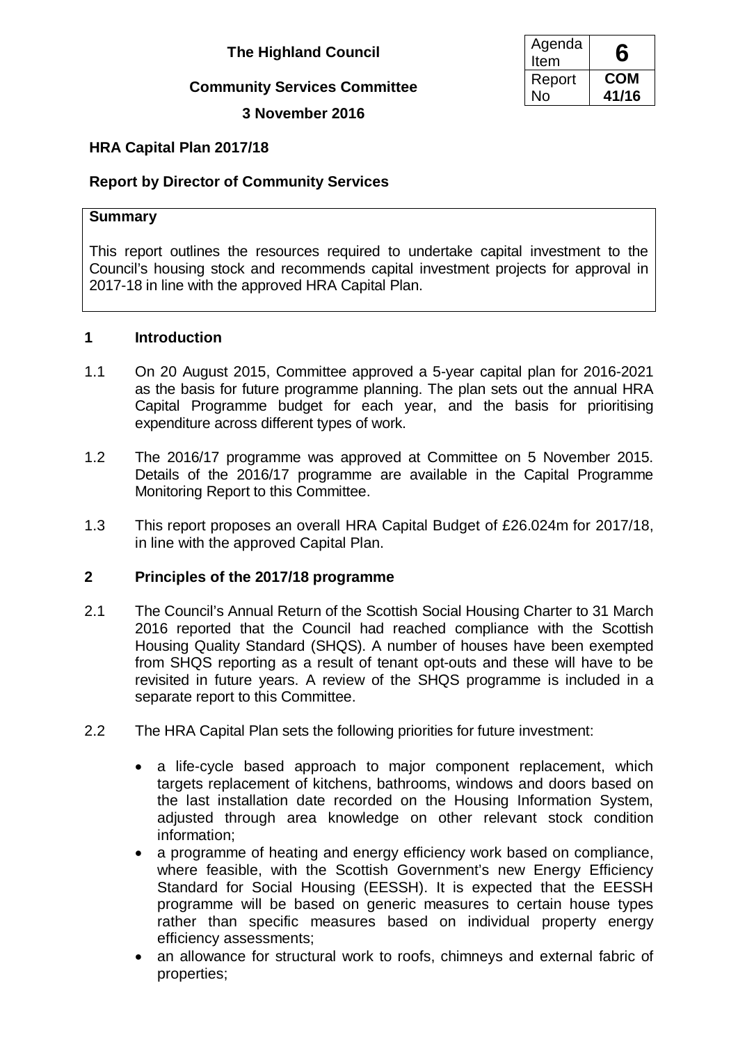**The Highland Council**

**Community Services Committee**

**3 November 2016**

| Agenda Item | **6** |
|---|---|
| Report No | **COM 41/16** |

## HRA Capital Plan 2017/18

### Report by Director of Community Services

**Summary**

This report outlines the resources required to undertake capital investment to the Council's housing stock and recommends capital investment projects for approval in 2017-18 in line with the approved HRA Capital Plan.

## 1 Introduction

1.1 On 20 August 2015, Committee approved a 5-year capital plan for 2016-2021 as the basis for future programme planning. The plan sets out the annual HRA Capital Programme budget for each year, and the basis for prioritising expenditure across different types of work.

1.2 The 2016/17 programme was approved at Committee on 5 November 2015. Details of the 2016/17 programme are available in the Capital Programme Monitoring Report to this Committee.

1.3 This report proposes an overall HRA Capital Budget of £26.024m for 2017/18, in line with the approved Capital Plan.

## 2 Principles of the 2017/18 programme

2.1 The Council's Annual Return of the Scottish Social Housing Charter to 31 March 2016 reported that the Council had reached compliance with the Scottish Housing Quality Standard (SHQS). A number of houses have been exempted from SHQS reporting as a result of tenant opt-outs and these will have to be revisited in future years. A review of the SHQS programme is included in a separate report to this Committee.

2.2 The HRA Capital Plan sets the following priorities for future investment:

- a life-cycle based approach to major component replacement, which targets replacement of kitchens, bathrooms, windows and doors based on the last installation date recorded on the Housing Information System, adjusted through area knowledge on other relevant stock condition information;
- a programme of heating and energy efficiency work based on compliance, where feasible, with the Scottish Government's new Energy Efficiency Standard for Social Housing (EESSH). It is expected that the EESSH programme will be based on generic measures to certain house types rather than specific measures based on individual property energy efficiency assessments;
- an allowance for structural work to roofs, chimneys and external fabric of properties;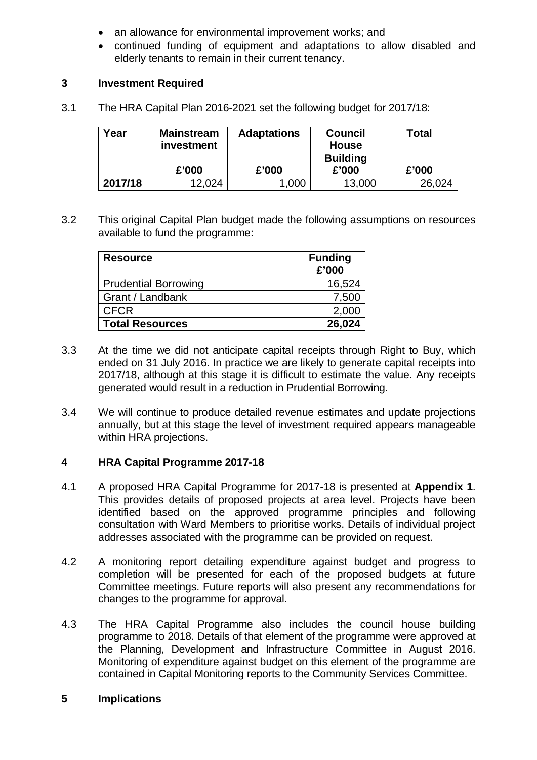- an allowance for environmental improvement works; and
- continued funding of equipment and adaptations to allow disabled and elderly tenants to remain in their current tenancy.

## 3 Investment Required

3.1 The HRA Capital Plan 2016-2021 set the following budget for 2017/18:

| Year | Mainstream investment £'000 | Adaptations £'000 | Council House Building £'000 | Total £'000 |
|---|---|---|---|---|
| **2017/18** | 12,024 | 1,000 | 13,000 | 26,024 |

3.2 This original Capital Plan budget made the following assumptions on resources available to fund the programme:

| Resource | Funding £'000 |
|---|---|
| Prudential Borrowing | 16,524 |
| Grant / Landbank | 7,500 |
| CFCR | 2,000 |
| **Total Resources** | **26,024** |

3.3 At the time we did not anticipate capital receipts through Right to Buy, which ended on 31 July 2016. In practice we are likely to generate capital receipts into 2017/18, although at this stage it is difficult to estimate the value. Any receipts generated would result in a reduction in Prudential Borrowing.

3.4 We will continue to produce detailed revenue estimates and update projections annually, but at this stage the level of investment required appears manageable within HRA projections.

## 4 HRA Capital Programme 2017-18

4.1 A proposed HRA Capital Programme for 2017-18 is presented at **Appendix 1**. This provides details of proposed projects at area level. Projects have been identified based on the approved programme principles and following consultation with Ward Members to prioritise works. Details of individual project addresses associated with the programme can be provided on request.

4.2 A monitoring report detailing expenditure against budget and progress to completion will be presented for each of the proposed budgets at future Committee meetings. Future reports will also present any recommendations for changes to the programme for approval.

4.3 The HRA Capital Programme also includes the council house building programme to 2018. Details of that element of the programme were approved at the Planning, Development and Infrastructure Committee in August 2016. Monitoring of expenditure against budget on this element of the programme are contained in Capital Monitoring reports to the Community Services Committee.

## 5 Implications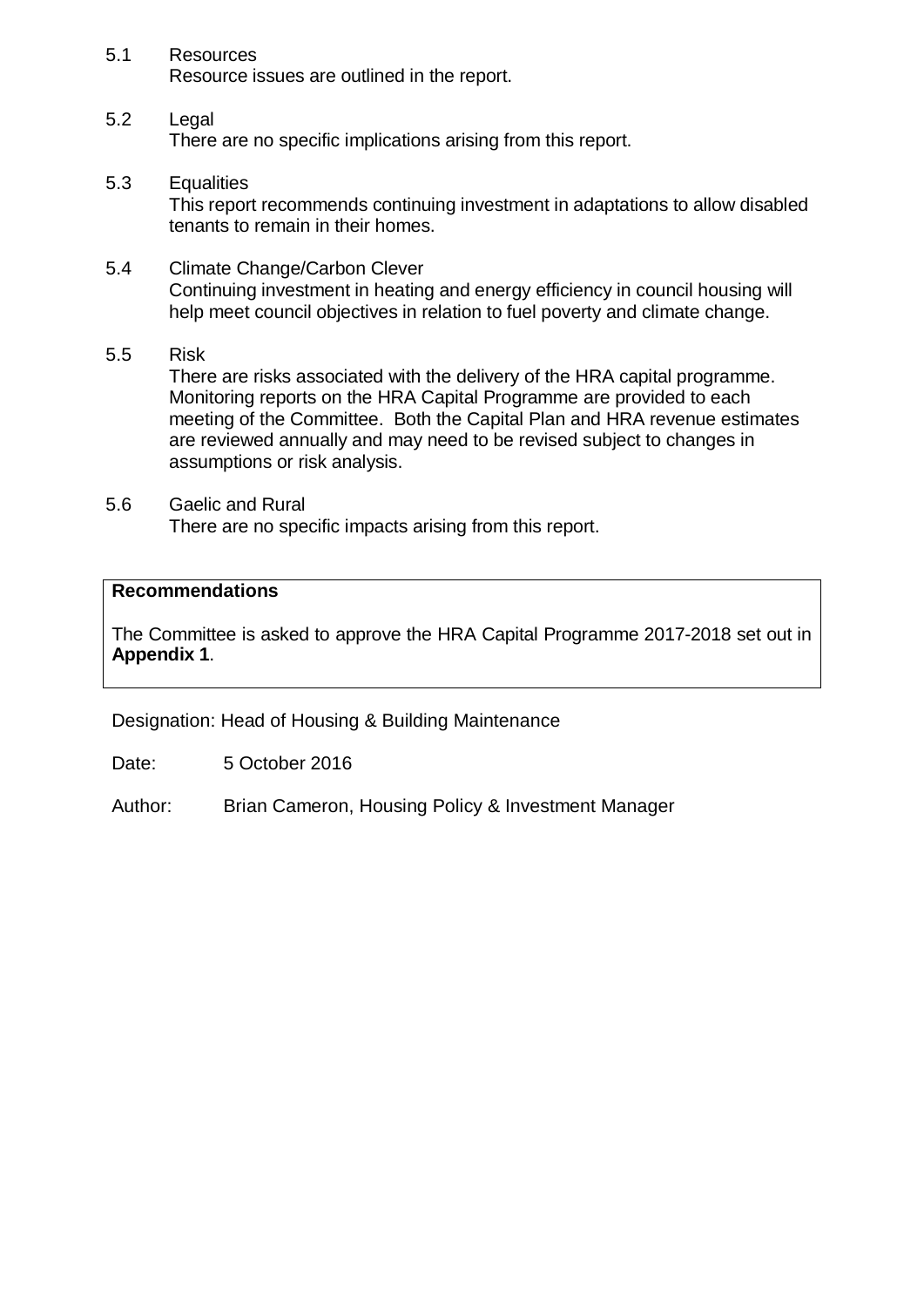5.1 Resources
Resource issues are outlined in the report.

5.2 Legal
There are no specific implications arising from this report.

5.3 Equalities
This report recommends continuing investment in adaptations to allow disabled tenants to remain in their homes.

5.4 Climate Change/Carbon Clever
Continuing investment in heating and energy efficiency in council housing will help meet council objectives in relation to fuel poverty and climate change.

5.5 Risk
There are risks associated with the delivery of the HRA capital programme. Monitoring reports on the HRA Capital Programme are provided to each meeting of the Committee. Both the Capital Plan and HRA revenue estimates are reviewed annually and may need to be revised subject to changes in assumptions or risk analysis.

5.6 Gaelic and Rural
There are no specific impacts arising from this report.

**Recommendations**

The Committee is asked to approve the HRA Capital Programme 2017-2018 set out in **Appendix 1**.

Designation: Head of Housing & Building Maintenance

Date: 5 October 2016

Author: Brian Cameron, Housing Policy & Investment Manager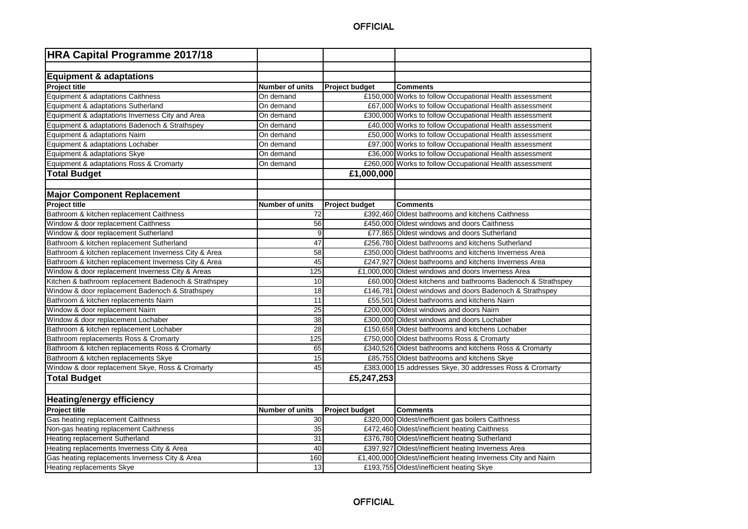| HRA Capital Programme 2017/18 | | | |
|---|---|---|---|
| | | | |
| **Equipment & adaptations** | | | |
| **Project title** | **Number of units** | **Project budget** | **Comments** |
| Equipment & adaptations Caithness | On demand | £150,000 | Works to follow Occupational Health assessment |
| Equipment & adaptations Sutherland | On demand | £67,000 | Works to follow Occupational Health assessment |
| Equipment & adaptations Inverness City and Area | On demand | £300,000 | Works to follow Occupational Health assessment |
| Equipment & adaptations Badenoch & Strathspey | On demand | £40,000 | Works to follow Occupational Health assessment |
| Equipment & adaptations Nairn | On demand | £50,000 | Works to follow Occupational Health assessment |
| Equipment & adaptations Lochaber | On demand | £97,000 | Works to follow Occupational Health assessment |
| Equipment & adaptations Skye | On demand | £36,000 | Works to follow Occupational Health assessment |
| Equipment & adaptations Ross & Cromarty | On demand | £260,000 | Works to follow Occupational Health assessment |
| **Total Budget** | | **£1,000,000** | |
| | | | |
| **Major Component Replacement** | | | |
| **Project title** | **Number of units** | **Project budget** | **Comments** |
| Bathroom & kitchen replacement Caithness | 72 | £392,460 | Oldest bathrooms and kitchens Caithness |
| Window & door replacement Caithness | 56 | £450,000 | Oldest windows and doors Caithness |
| Window & door replacement Sutherland | 9 | £77,865 | Oldest windows and doors Sutherland |
| Bathroom & kitchen replacement Sutherland | 47 | £256,780 | Oldest bathrooms and kitchens Sutherland |
| Bathroom & kitchen replacement Inverness City & Area | 58 | £350,000 | Oldest bathrooms and kitchens Inverness Area |
| Bathroom & kitchen replacement Inverness City & Area | 45 | £247,927 | Oldest bathrooms and kitchens Inverness Area |
| Window & door replacement Inverness City & Areas | 125 | £1,000,000 | Oldest windows and doors Inverness Area |
| Kitchen & bathroom replacement Badenoch & Strathspey | 10 | £60,000 | Oldest kitchens and bathrooms Badenoch & Strathspey |
| Window & door replacement Badenoch & Strathspey | 18 | £146,781 | Oldest windows and doors Badenoch & Strathspey |
| Bathroom & kitchen replacements Nairn | 11 | £55,501 | Oldest bathrooms and kitchens Nairn |
| Window & door replacement Nairn | 25 | £200,000 | Oldest windows and doors Nairn |
| Window & door replacement Lochaber | 38 | £300,000 | Oldest windows and doors Lochaber |
| Bathroom & kitchen replacement Lochaber | 28 | £150,658 | Oldest bathrooms and kitchens Lochaber |
| Bathroom replacements Ross & Cromarty | 125 | £750,000 | Oldest bathrooms Ross & Cromarty |
| Bathroom & kitchen replacements Ross & Cromarty | 65 | £340,526 | Oldest bathrooms and kitchens Ross & Cromarty |
| Bathroom & kitchen replacements Skye | 15 | £85,755 | Oldest bathrooms and kitchens Skye |
| Window & door replacement Skye, Ross & Cromarty | 45 | £383,000 | 15 addresses Skye, 30 addresses Ross & Cromarty |
| **Total Budget** | | **£5,247,253** | |
| | | | |
| **Heating/energy efficiency** | | | |
| **Project title** | **Number of units** | **Project budget** | **Comments** |
| Gas heating replacement Caithness | 30 | £320,000 | Oldest/inefficient gas boilers Caithness |
| Non-gas heating replacement Caithness | 35 | £472,460 | Oldest/inefficient heating Caithness |
| Heating replacement Sutherland | 31 | £376,780 | Oldest/inefficient heating Sutherland |
| Heating replacements Inverness City & Area | 40 | £397,927 | Oldest/inefficient heating Inverness Area |
| Gas heating replacements Inverness City & Area | 160 | £1,400,000 | Oldest/inefficient heating Inverness City and Nairn |
| Heating replacements Skye | 13 | £193,755 | Oldest/inefficient heating Skye |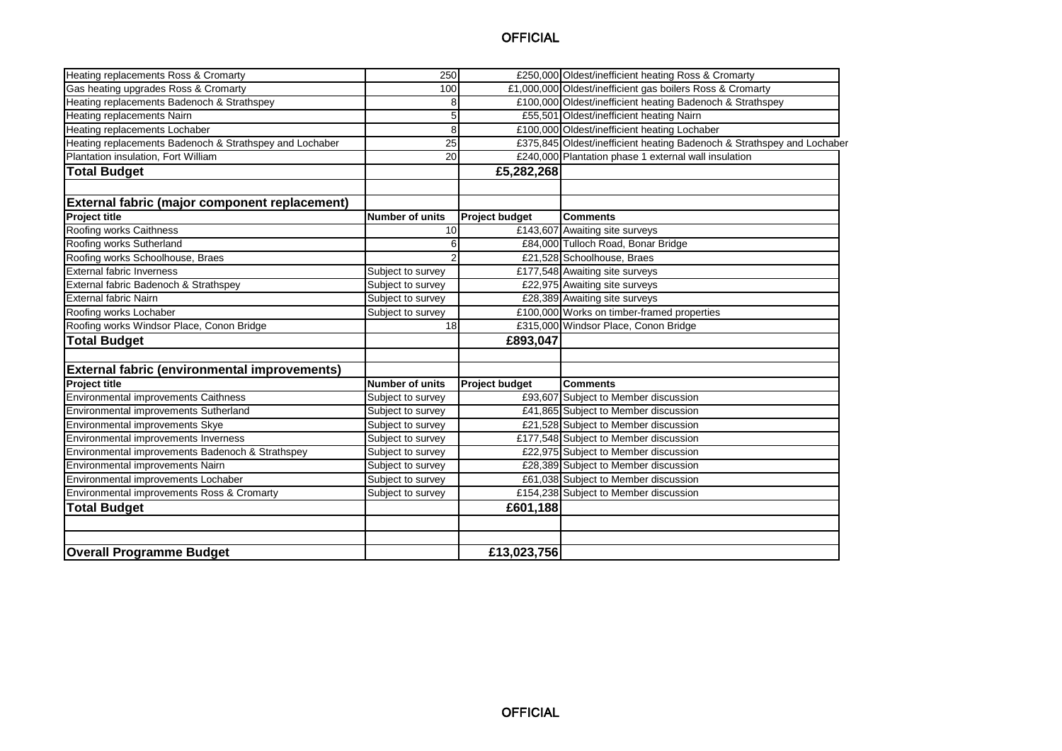| | | | |
|---|---|---|---|
| Heating replacements Ross & Cromarty | 250 | £250,000 | Oldest/inefficient heating Ross & Cromarty |
| Gas heating upgrades Ross & Cromarty | 100 | £1,000,000 | Oldest/inefficient gas boilers Ross & Cromarty |
| Heating replacements Badenoch & Strathspey | 8 | £100,000 | Oldest/inefficient heating Badenoch & Strathspey |
| Heating replacements Nairn | 5 | £55,501 | Oldest/inefficient heating Nairn |
| Heating replacements Lochaber | 8 | £100,000 | Oldest/inefficient heating Lochaber |
| Heating replacements Badenoch & Strathspey and Lochaber | 25 | £375,845 | Oldest/inefficient heating Badenoch & Strathspey and Lochaber |
| Plantation insulation, Fort William | 20 | £240,000 | Plantation phase 1 external wall insulation |
| **Total Budget** | | **£5,282,268** | |

| **External fabric (major component replacement)** | | | |
|---|---|---|---|
| **Project title** | **Number of units** | **Project budget** | **Comments** |
| Roofing works Caithness | 10 | £143,607 | Awaiting site surveys |
| Roofing works Sutherland | 6 | £84,000 | Tulloch Road, Bonar Bridge |
| Roofing works Schoolhouse, Braes | 2 | £21,528 | Schoolhouse, Braes |
| External fabric Inverness | Subject to survey | £177,548 | Awaiting site surveys |
| External fabric Badenoch & Strathspey | Subject to survey | £22,975 | Awaiting site surveys |
| External fabric Nairn | Subject to survey | £28,389 | Awaiting site surveys |
| Roofing works Lochaber | Subject to survey | £100,000 | Works on timber-framed properties |
| Roofing works Windsor Place, Conon Bridge | 18 | £315,000 | Windsor Place, Conon Bridge |
| **Total Budget** | | **£893,047** | |

| **External fabric (environmental improvements)** | | | |
|---|---|---|---|
| **Project title** | **Number of units** | **Project budget** | **Comments** |
| Environmental improvements Caithness | Subject to survey | £93,607 | Subject to Member discussion |
| Environmental improvements Sutherland | Subject to survey | £41,865 | Subject to Member discussion |
| Environmental improvements Skye | Subject to survey | £21,528 | Subject to Member discussion |
| Environmental improvements Inverness | Subject to survey | £177,548 | Subject to Member discussion |
| Environmental improvements Badenoch & Strathspey | Subject to survey | £22,975 | Subject to Member discussion |
| Environmental improvements Nairn | Subject to survey | £28,389 | Subject to Member discussion |
| Environmental improvements Lochaber | Subject to survey | £61,038 | Subject to Member discussion |
| Environmental improvements Ross & Cromarty | Subject to survey | £154,238 | Subject to Member discussion |
| **Total Budget** | | **£601,188** | |
| | | | |
| **Overall Programme Budget** | | **£13,023,756** | |